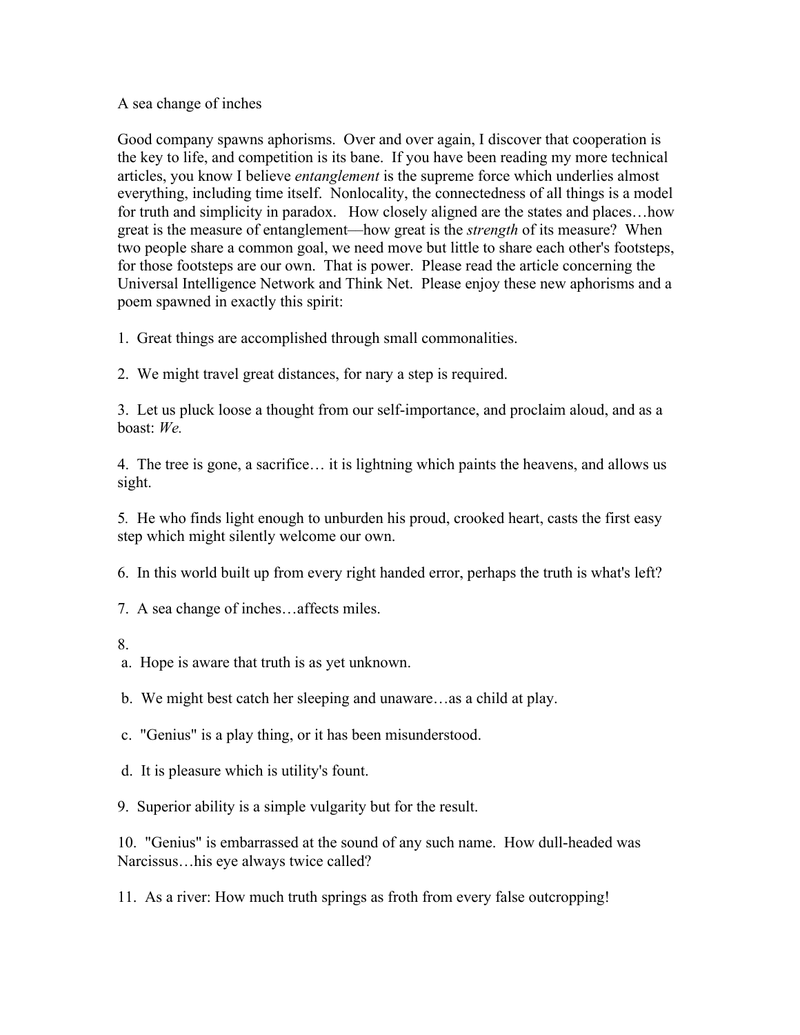# A sea change of inches

Good company spawns aphorisms. Over and over again, I discover that cooperation is the key to life, and competition is its bane. If you have been reading my more technical articles, you know I believe *entanglement* is the supreme force which underlies almost everything, including time itself. Nonlocality, the connectedness of all things is a model for truth and simplicity in paradox. How closely aligned are the states and places…how great is the measure of entanglement—how great is the *strength* of its measure? When two people share a common goal, we need move but little to share each other's footsteps, for those footsteps are our own. That is power. Please read the article concerning the Universal Intelligence Network and Think Net. Please enjoy these new aphorisms and a poem spawned in exactly this spirit:

1. Great things are accomplished through small commonalities.

2. We might travel great distances, for nary a step is required.

3. Let us pluck loose a thought from our self-importance, and proclaim aloud, and as a boast: *We.*

4. The tree is gone, a sacrifice… it is lightning which paints the heavens, and allows us sight.

5. He who finds light enough to unburden his proud, crooked heart, casts the first easy step which might silently welcome our own.

6. In this world built up from every right handed error, perhaps the truth is what's left?

7. A sea change of inches…affects miles.

8.
   a. Hope is aware that truth is as yet unknown.

   b. We might best catch her sleeping and unaware…as a child at play.

   c. "Genius" is a play thing, or it has been misunderstood.

   d. It is pleasure which is utility's fount.

9. Superior ability is a simple vulgarity but for the result.

10. "Genius" is embarrassed at the sound of any such name. How dull-headed was Narcissus…his eye always twice called?

11. As a river: How much truth springs as froth from every false outcropping!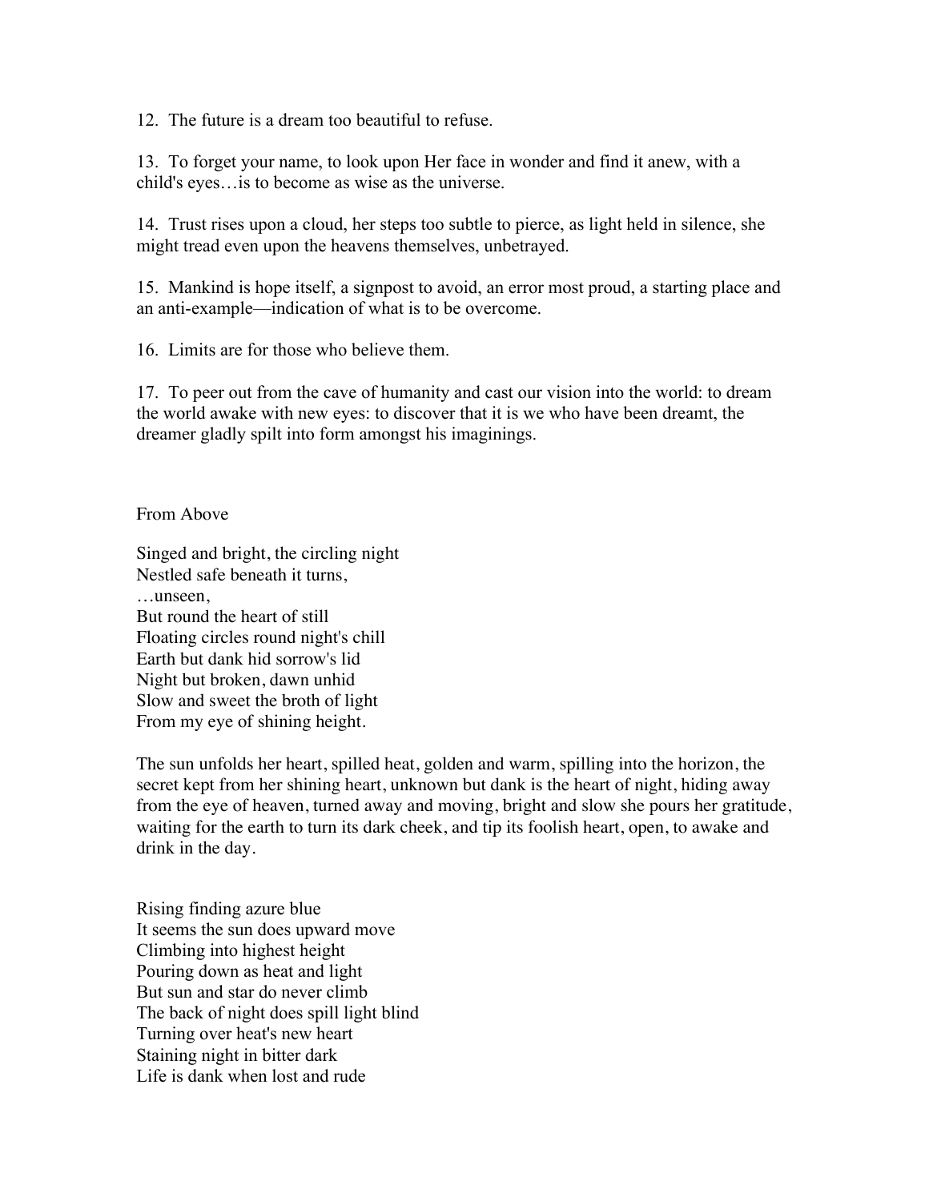12. The future is a dream too beautiful to refuse.

13. To forget your name, to look upon Her face in wonder and find it anew, with a child's eyes…is to become as wise as the universe.

14. Trust rises upon a cloud, her steps too subtle to pierce, as light held in silence, she might tread even upon the heavens themselves, unbetrayed.

15. Mankind is hope itself, a signpost to avoid, an error most proud, a starting place and an anti-example—indication of what is to be overcome.

16. Limits are for those who believe them.

17. To peer out from the cave of humanity and cast our vision into the world: to dream the world awake with new eyes: to discover that it is we who have been dreamt, the dreamer gladly spilt into form amongst his imaginings.

## From Above

Singed and bright, the circling night  
Nestled safe beneath it turns,  
…unseen,  
But round the heart of still  
Floating circles round night's chill  
Earth but dank hid sorrow's lid  
Night but broken, dawn unhid  
Slow and sweet the broth of light  
From my eye of shining height.

The sun unfolds her heart, spilled heat, golden and warm, spilling into the horizon, the secret kept from her shining heart, unknown but dank is the heart of night, hiding away from the eye of heaven, turned away and moving, bright and slow she pours her gratitude, waiting for the earth to turn its dark cheek, and tip its foolish heart, open, to awake and drink in the day.

Rising finding azure blue  
It seems the sun does upward move  
Climbing into highest height  
Pouring down as heat and light  
But sun and star do never climb  
The back of night does spill light blind  
Turning over heat's new heart  
Staining night in bitter dark  
Life is dank when lost and rude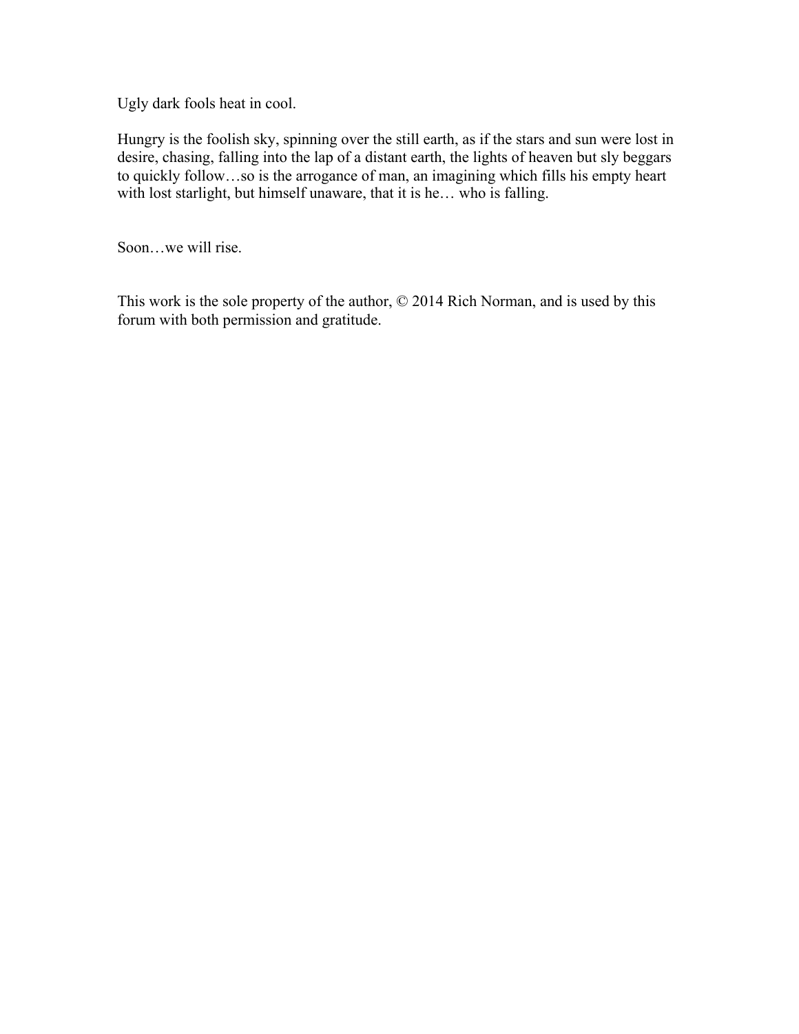Ugly dark fools heat in cool.

Hungry is the foolish sky, spinning over the still earth, as if the stars and sun were lost in desire, chasing, falling into the lap of a distant earth, the lights of heaven but sly beggars to quickly follow…so is the arrogance of man, an imagining which fills his empty heart with lost starlight, but himself unaware, that it is he… who is falling.

Soon…we will rise.

This work is the sole property of the author, © 2014 Rich Norman, and is used by this forum with both permission and gratitude.